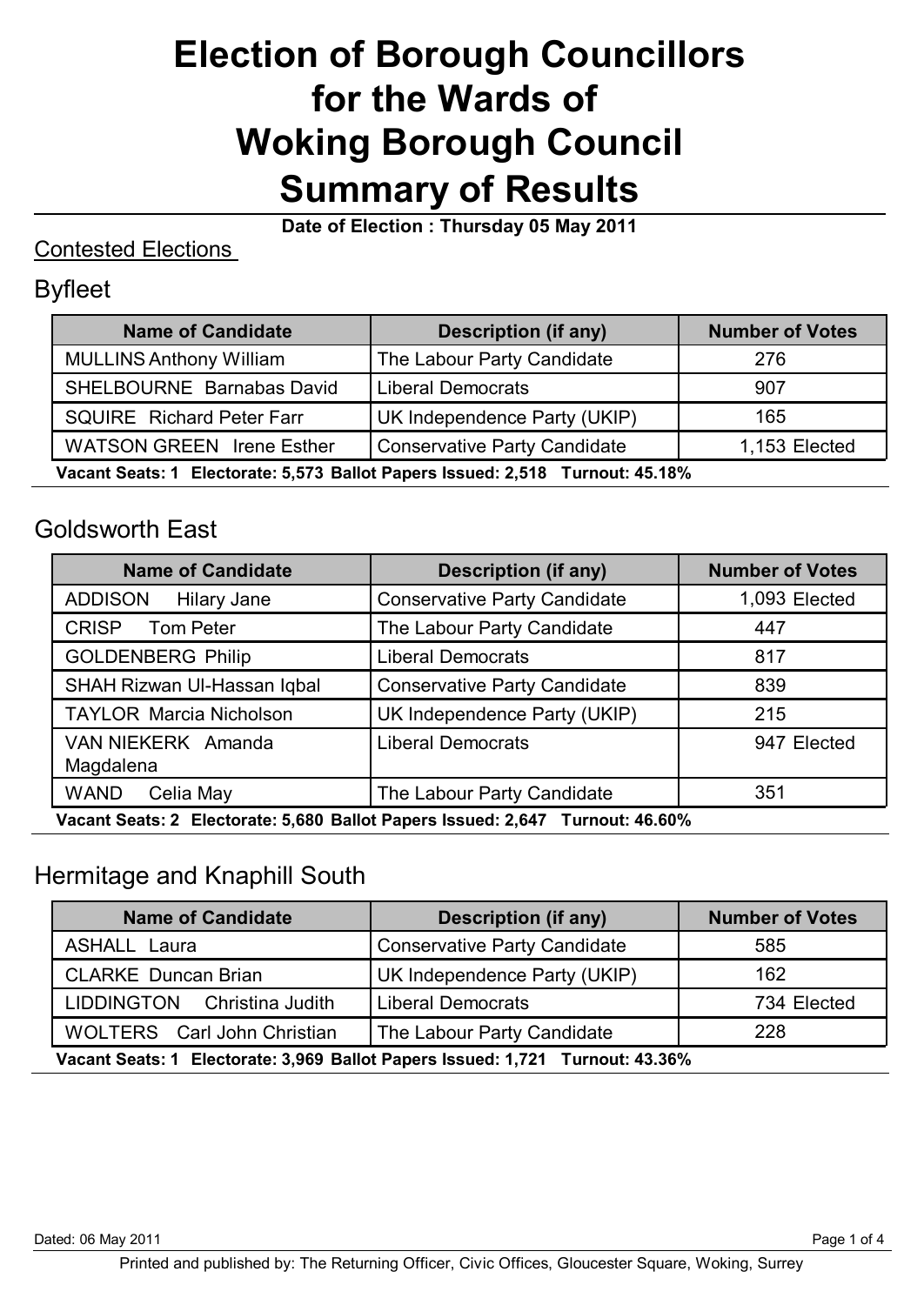# Election of Borough Councillors for the Wards of Woking Borough Council Summary of Results

**Date of Election : Thursday 05 May 2011**

## Contested Elections

### Byfleet

| Name of Candidate | Description (if any) | Number of Votes |
|---|---|---|
| MULLINS Anthony William | The Labour Party Candidate | 276 |
| SHELBOURNE Barnabas David | Liberal Democrats | 907 |
| SQUIRE Richard Peter Farr | UK Independence Party (UKIP) | 165 |
| WATSON GREEN Irene Esther | Conservative Party Candidate | 1,153 Elected |

**Vacant Seats: 1 Electorate: 5,573 Ballot Papers Issued: 2,518 Turnout: 45.18%**

### Goldsworth East

| Name of Candidate | Description (if any) | Number of Votes |
|---|---|---|
| ADDISON Hilary Jane | Conservative Party Candidate | 1,093 Elected |
| CRISP Tom Peter | The Labour Party Candidate | 447 |
| GOLDENBERG Philip | Liberal Democrats | 817 |
| SHAH Rizwan Ul-Hassan Iqbal | Conservative Party Candidate | 839 |
| TAYLOR Marcia Nicholson | UK Independence Party (UKIP) | 215 |
| VAN NIEKERK Amanda Magdalena | Liberal Democrats | 947 Elected |
| WAND Celia May | The Labour Party Candidate | 351 |

**Vacant Seats: 2 Electorate: 5,680 Ballot Papers Issued: 2,647 Turnout: 46.60%**

### Hermitage and Knaphill South

| Name of Candidate | Description (if any) | Number of Votes |
|---|---|---|
| ASHALL Laura | Conservative Party Candidate | 585 |
| CLARKE Duncan Brian | UK Independence Party (UKIP) | 162 |
| LIDDINGTON Christina Judith | Liberal Democrats | 734 Elected |
| WOLTERS Carl John Christian | The Labour Party Candidate | 228 |

**Vacant Seats: 1 Electorate: 3,969 Ballot Papers Issued: 1,721 Turnout: 43.36%**

Dated: 06 May 2011

Printed and published by: The Returning Officer, Civic Offices, Gloucester Square, Woking, Surrey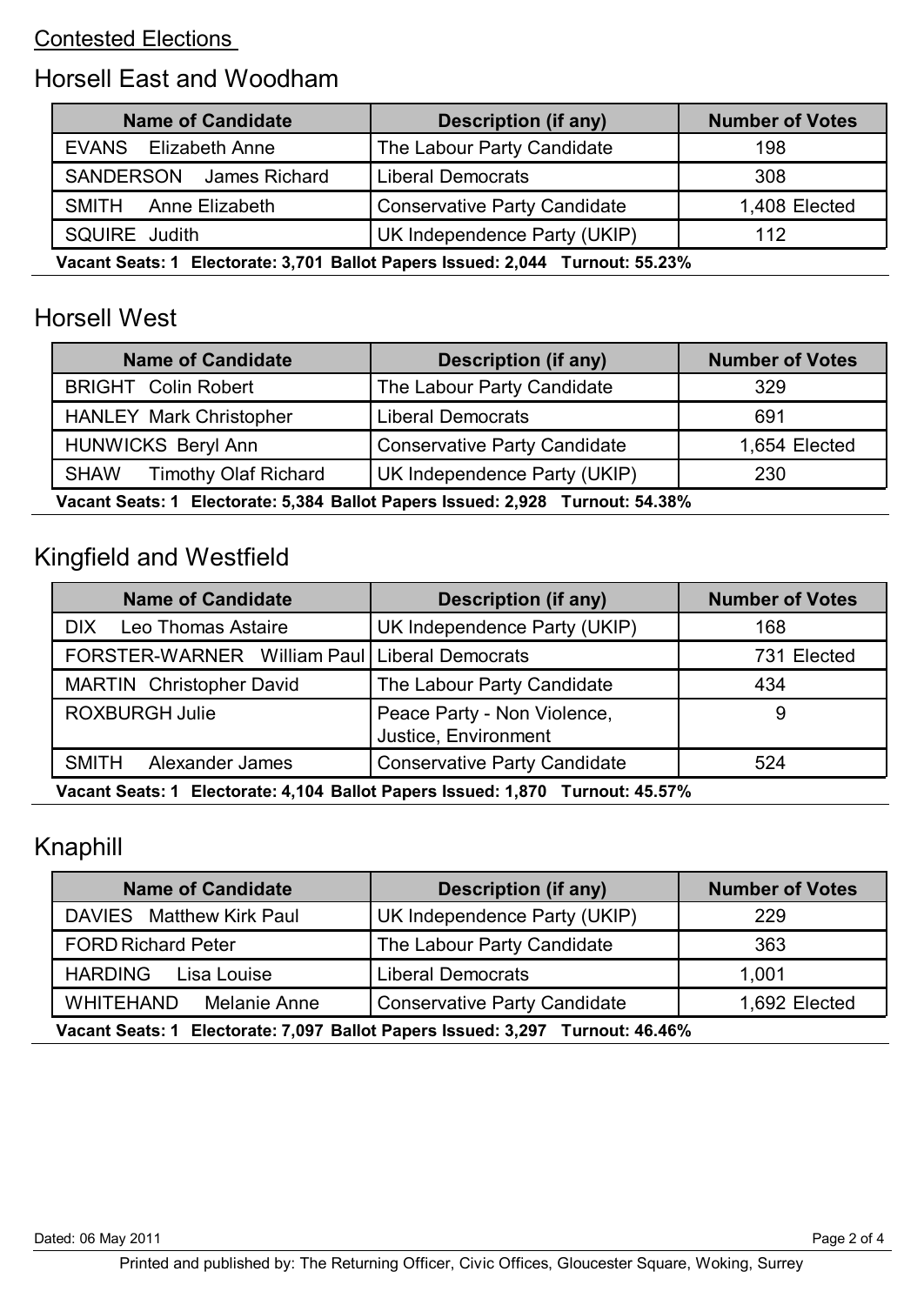Contested Elections

## Horsell East and Woodham

| Name of Candidate | Description (if any) | Number of Votes |
|---|---|---|
| EVANS Elizabeth Anne | The Labour Party Candidate | 198 |
| SANDERSON James Richard | Liberal Democrats | 308 |
| SMITH Anne Elizabeth | Conservative Party Candidate | 1,408 Elected |
| SQUIRE Judith | UK Independence Party (UKIP) | 112 |

**Vacant Seats: 1 Electorate: 3,701 Ballot Papers Issued: 2,044 Turnout: 55.23%**

## Horsell West

| Name of Candidate | Description (if any) | Number of Votes |
|---|---|---|
| BRIGHT Colin Robert | The Labour Party Candidate | 329 |
| HANLEY Mark Christopher | Liberal Democrats | 691 |
| HUNWICKS Beryl Ann | Conservative Party Candidate | 1,654 Elected |
| SHAW Timothy Olaf Richard | UK Independence Party (UKIP) | 230 |

**Vacant Seats: 1 Electorate: 5,384 Ballot Papers Issued: 2,928 Turnout: 54.38%**

## Kingfield and Westfield

| Name of Candidate | Description (if any) | Number of Votes |
|---|---|---|
| DIX Leo Thomas Astaire | UK Independence Party (UKIP) | 168 |
| FORSTER-WARNER William Paul | Liberal Democrats | 731 Elected |
| MARTIN Christopher David | The Labour Party Candidate | 434 |
| ROXBURGH Julie | Peace Party - Non Violence, Justice, Environment | 9 |
| SMITH Alexander James | Conservative Party Candidate | 524 |

**Vacant Seats: 1 Electorate: 4,104 Ballot Papers Issued: 1,870 Turnout: 45.57%**

## Knaphill

| Name of Candidate | Description (if any) | Number of Votes |
|---|---|---|
| DAVIES Matthew Kirk Paul | UK Independence Party (UKIP) | 229 |
| FORD Richard Peter | The Labour Party Candidate | 363 |
| HARDING Lisa Louise | Liberal Democrats | 1,001 |
| WHITEHAND Melanie Anne | Conservative Party Candidate | 1,692 Elected |

**Vacant Seats: 1 Electorate: 7,097 Ballot Papers Issued: 3,297 Turnout: 46.46%**

Dated: 06 May 2011

Printed and published by: The Returning Officer, Civic Offices, Gloucester Square, Woking, Surrey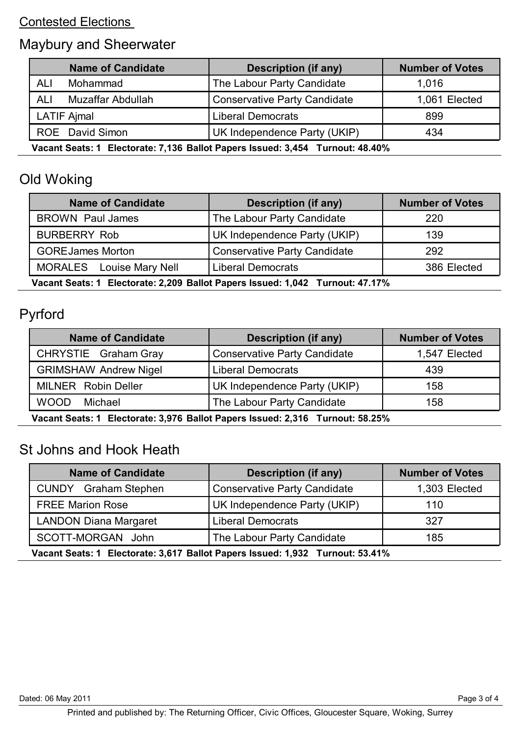Contested Elections

## Maybury and Sheerwater

| Name of Candidate | Description (if any) | Number of Votes |
|---|---|---|
| ALI Mohammad | The Labour Party Candidate | 1,016 |
| ALI Muzaffar Abdullah | Conservative Party Candidate | 1,061 Elected |
| LATIF Ajmal | Liberal Democrats | 899 |
| ROE David Simon | UK Independence Party (UKIP) | 434 |

**Vacant Seats: 1 Electorate: 7,136 Ballot Papers Issued: 3,454 Turnout: 48.40%**

## Old Woking

| Name of Candidate | Description (if any) | Number of Votes |
|---|---|---|
| BROWN Paul James | The Labour Party Candidate | 220 |
| BURBERRY Rob | UK Independence Party (UKIP) | 139 |
| GOREJames Morton | Conservative Party Candidate | 292 |
| MORALES Louise Mary Nell | Liberal Democrats | 386 Elected |

**Vacant Seats: 1 Electorate: 2,209 Ballot Papers Issued: 1,042 Turnout: 47.17%**

## Pyrford

| Name of Candidate | Description (if any) | Number of Votes |
|---|---|---|
| CHRYSTIE Graham Gray | Conservative Party Candidate | 1,547 Elected |
| GRIMSHAW Andrew Nigel | Liberal Democrats | 439 |
| MILNER Robin Deller | UK Independence Party (UKIP) | 158 |
| WOOD Michael | The Labour Party Candidate | 158 |

**Vacant Seats: 1 Electorate: 3,976 Ballot Papers Issued: 2,316 Turnout: 58.25%**

## St Johns and Hook Heath

| Name of Candidate | Description (if any) | Number of Votes |
|---|---|---|
| CUNDY Graham Stephen | Conservative Party Candidate | 1,303 Elected |
| FREE Marion Rose | UK Independence Party (UKIP) | 110 |
| LANDON Diana Margaret | Liberal Democrats | 327 |
| SCOTT-MORGAN John | The Labour Party Candidate | 185 |

**Vacant Seats: 1 Electorate: 3,617 Ballot Papers Issued: 1,932 Turnout: 53.41%**

Dated: 06 May 2011

Printed and published by: The Returning Officer, Civic Offices, Gloucester Square, Woking, Surrey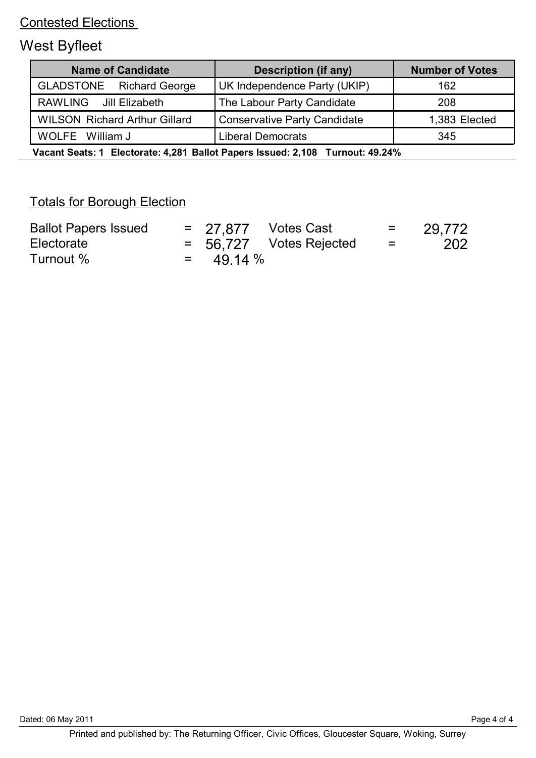## Contested Elections

## West Byfleet

| Name of Candidate | Description (if any) | Number of Votes |
|---|---|---|
| GLADSTONE Richard George | UK Independence Party (UKIP) | 162 |
| RAWLING Jill Elizabeth | The Labour Party Candidate | 208 |
| WILSON Richard Arthur Gillard | Conservative Party Candidate | 1,383 Elected |
| WOLFE William J | Liberal Democrats | 345 |

**Vacant Seats: 1 Electorate: 4,281 Ballot Papers Issued: 2,108 Turnout: 49.24%**

## Totals for Borough Election

| | | | | |
|---|---|---|---|---|
| Ballot Papers Issued | = 27,877 | Votes Cast | = | 29,772 |
| Electorate | = 56,727 | Votes Rejected | = | 202 |
| Turnout % | = 49.14 % | | | |

Dated: 06 May 2011

Printed and published by: The Returning Officer, Civic Offices, Gloucester Square, Woking, Surrey